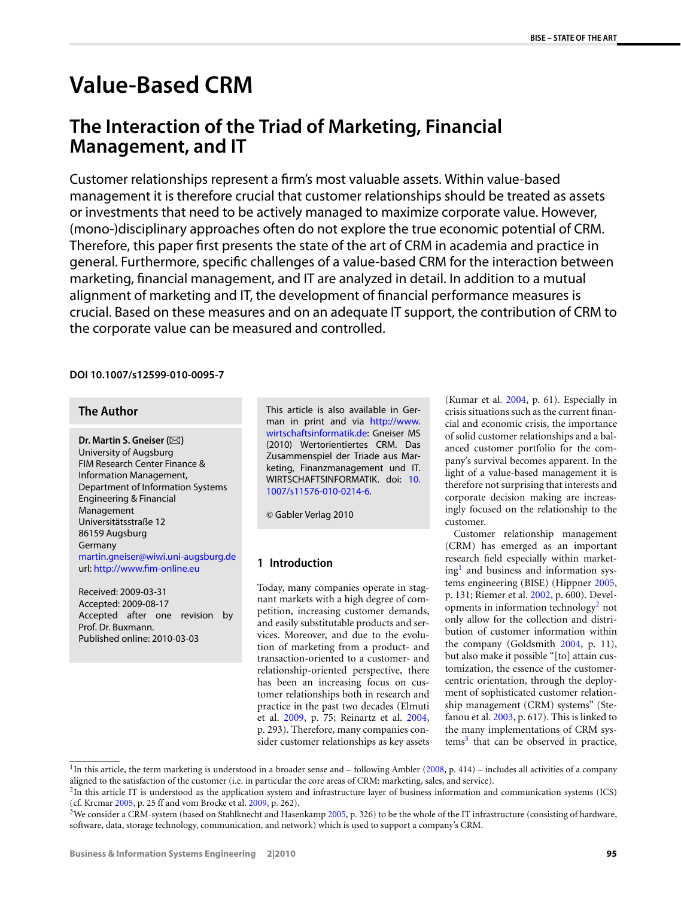# Value-Based CRM

## The Interaction of the Triad of Marketing, Financial Management, and IT

Customer relationships represent a firm's most valuable assets. Within value-based management it is therefore crucial that customer relationships should be treated as assets or investments that need to be actively managed to maximize corporate value. However, (mono-)disciplinary approaches often do not explore the true economic potential of CRM. Therefore, this paper first presents the state of the art of CRM in academia and practice in general. Furthermore, specific challenges of a value-based CRM for the interaction between marketing, financial management, and IT are analyzed in detail. In addition to a mutual alignment of marketing and IT, the development of financial performance measures is crucial. Based on these measures and on an adequate IT support, the contribution of CRM to the corporate value can be measured and controlled.

**DOI 10.1007/s12599-010-0095-7**

**The Author**

**Dr. Martin S. Gneiser** (✉)
University of Augsburg
FIM Research Center Finance & Information Management,
Department of Information Systems Engineering & Financial Management
Universitätsstraße 12
86159 Augsburg
Germany
martin.gneiser@wiwi.uni-augsburg.de
url: http://www.fim-online.eu

Received: 2009-03-31
Accepted: 2009-08-17
Accepted after one revision by Prof. Dr. Buxmann.
Published online: 2010-03-03

This article is also available in German in print and via http://www.wirtschaftsinformatik.de: Gneiser MS (2010) Wertorientiertes CRM. Das Zusammenspiel der Triade aus Marketing, Finanzmanagement und IT. WIRTSCHAFTSINFORMATIK. doi: 10.1007/s11576-010-0214-6.

© Gabler Verlag 2010

## 1 Introduction

Today, many companies operate in stagnant markets with a high degree of competition, increasing customer demands, and easily substitutable products and services. Moreover, and due to the evolution of marketing from a product- and transaction-oriented to a customer- and relationship-oriented perspective, there has been an increasing focus on customer relationships both in research and practice in the past two decades (Elmuti et al. 2009, p. 75; Reinartz et al. 2004, p. 293). Therefore, many companies consider customer relationships as key assets (Kumar et al. 2004, p. 61). Especially in crisis situations such as the current financial and economic crisis, the importance of solid customer relationships and a balanced customer portfolio for the company's survival becomes apparent. In the light of a value-based management it is therefore not surprising that interests and corporate decision making are increasingly focused on the relationship to the customer.

Customer relationship management (CRM) has emerged as an important research field especially within marketing[1] and business and information systems engineering (BISE) (Hippner 2005, p. 131; Riemer et al. 2002, p. 600). Developments in information technology[2] not only allow for the collection and distribution of customer information within the company (Goldsmith 2004, p. 11), but also make it possible "[to] attain customization, the essence of the customer-centric orientation, through the deployment of sophisticated customer relationship management (CRM) systems" (Stefanou et al. 2003, p. 617). This is linked to the many implementations of CRM systems[3] that can be observed in practice,

[1] In this article, the term marketing is understood in a broader sense and – following Ambler (2008, p. 414) – includes all activities of a company aligned to the satisfaction of the customer (i.e. in particular the core areas of CRM: marketing, sales, and service).

[2] In this article IT is understood as the application system and infrastructure layer of business information and communication systems (ICS) (cf. Krcmar 2005, p. 25 ff and vom Brocke et al. 2009, p. 262).

[3] We consider a CRM-system (based on Stahlknecht and Hasenkamp 2005, p. 326) to be the whole of the IT infrastructure (consisting of hardware, software, data, storage technology, communication, and network) which is used to support a company's CRM.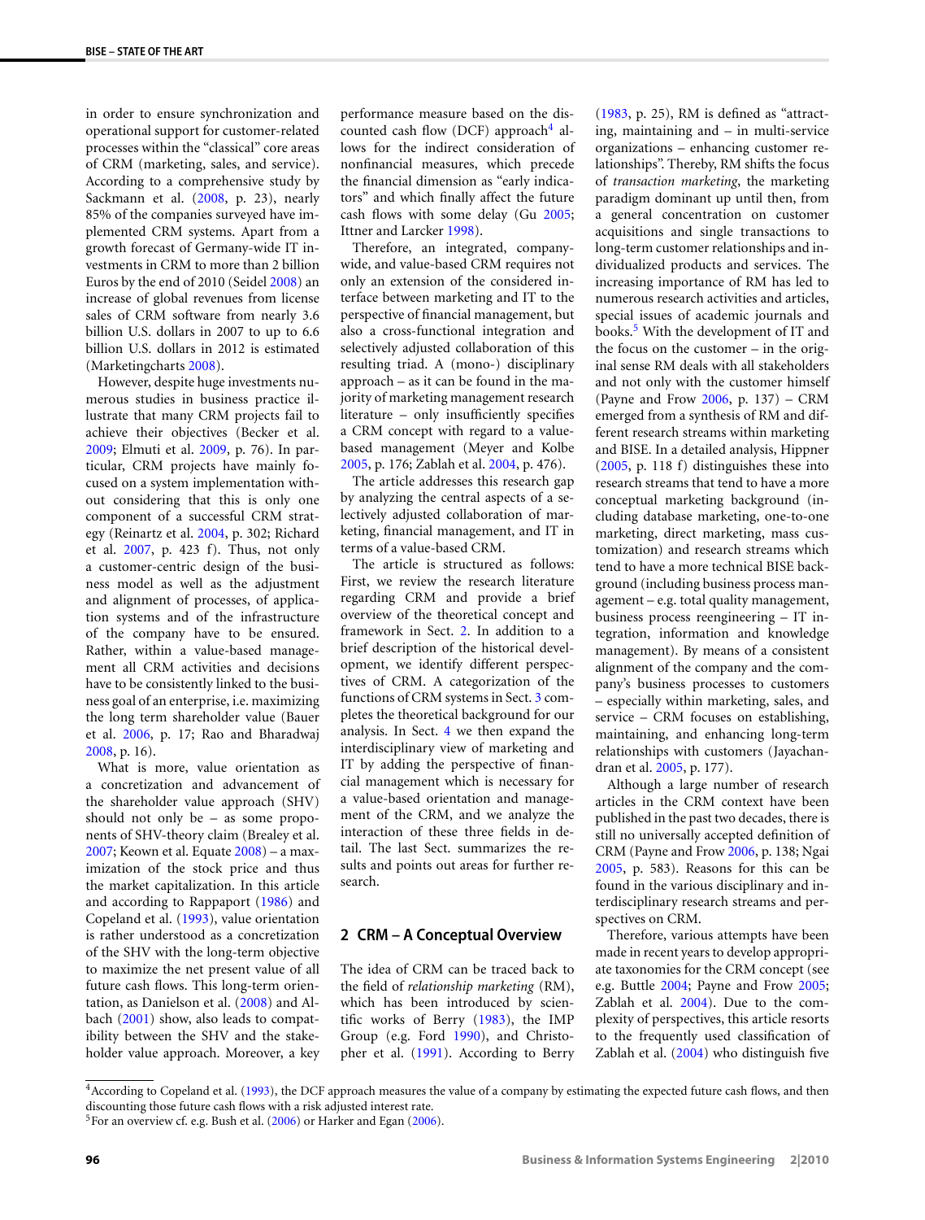in order to ensure synchronization and operational support for customer-related processes within the "classical" core areas of CRM (marketing, sales, and service). According to a comprehensive study by Sackmann et al. (2008, p. 23), nearly 85% of the companies surveyed have implemented CRM systems. Apart from a growth forecast of Germany-wide IT investments in CRM to more than 2 billion Euros by the end of 2010 (Seidel 2008) an increase of global revenues from license sales of CRM software from nearly 3.6 billion U.S. dollars in 2007 to up to 6.6 billion U.S. dollars in 2012 is estimated (Marketingcharts 2008).

However, despite huge investments numerous studies in business practice illustrate that many CRM projects fail to achieve their objectives (Becker et al. 2009; Elmuti et al. 2009, p. 76). In particular, CRM projects have mainly focused on a system implementation without considering that this is only one component of a successful CRM strategy (Reinartz et al. 2004, p. 302; Richard et al. 2007, p. 423 f). Thus, not only a customer-centric design of the business model as well as the adjustment and alignment of processes, of application systems and of the infrastructure of the company have to be ensured. Rather, within a value-based management all CRM activities and decisions have to be consistently linked to the business goal of an enterprise, i.e. maximizing the long term shareholder value (Bauer et al. 2006, p. 17; Rao and Bharadwaj 2008, p. 16).

What is more, value orientation as a concretization and advancement of the shareholder value approach (SHV) should not only be – as some proponents of SHV-theory claim (Brealey et al. 2007; Keown et al. Equate 2008) – a maximization of the stock price and thus the market capitalization. In this article and according to Rappaport (1986) and Copeland et al. (1993), value orientation is rather understood as a concretization of the SHV with the long-term objective to maximize the net present value of all future cash flows. This long-term orientation, as Danielson et al. (2008) and Albach (2001) show, also leads to compatibility between the SHV and the stakeholder value approach. Moreover, a key performance measure based on the discounted cash flow (DCF) approach[4] allows for the indirect consideration of nonfinancial measures, which precede the financial dimension as "early indicators" and which finally affect the future cash flows with some delay (Gu 2005; Ittner and Larcker 1998).

Therefore, an integrated, company-wide, and value-based CRM requires not only an extension of the considered interface between marketing and IT to the perspective of financial management, but also a cross-functional integration and selectively adjusted collaboration of this resulting triad. A (mono-) disciplinary approach – as it can be found in the majority of marketing management research literature – only insufficiently specifies a CRM concept with regard to a value-based management (Meyer and Kolbe 2005, p. 176; Zablah et al. 2004, p. 476).

The article addresses this research gap by analyzing the central aspects of a selectively adjusted collaboration of marketing, financial management, and IT in terms of a value-based CRM.

The article is structured as follows: First, we review the research literature regarding CRM and provide a brief overview of the theoretical concept and framework in Sect. 2. In addition to a brief description of the historical development, we identify different perspectives of CRM. A categorization of the functions of CRM systems in Sect. 3 completes the theoretical background for our analysis. In Sect. 4 we then expand the interdisciplinary view of marketing and IT by adding the perspective of financial management which is necessary for a value-based orientation and management of the CRM, and we analyze the interaction of these three fields in detail. The last Sect. summarizes the results and points out areas for further research.

## 2 CRM – A Conceptual Overview

The idea of CRM can be traced back to the field of *relationship marketing* (RM), which has been introduced by scientific works of Berry (1983), the IMP Group (e.g. Ford 1990), and Christopher et al. (1991). According to Berry (1983, p. 25), RM is defined as "attracting, maintaining and – in multi-service organizations – enhancing customer relationships". Thereby, RM shifts the focus of *transaction marketing*, the marketing paradigm dominant up until then, from a general concentration on customer acquisitions and single transactions to long-term customer relationships and individualized products and services. The increasing importance of RM has led to numerous research activities and articles, special issues of academic journals and books.[5] With the development of IT and the focus on the customer – in the original sense RM deals with all stakeholders and not only with the customer himself (Payne and Frow 2006, p. 137) – CRM emerged from a synthesis of RM and different research streams within marketing and BISE. In a detailed analysis, Hippner (2005, p. 118 f) distinguishes these into research streams that tend to have a more conceptual marketing background (including database marketing, one-to-one marketing, direct marketing, mass customization) and research streams which tend to have a more technical BISE background (including business process management – e.g. total quality management, business process reengineering – IT integration, information and knowledge management). By means of a consistent alignment of the company and the company's business processes to customers – especially within marketing, sales, and service – CRM focuses on establishing, maintaining, and enhancing long-term relationships with customers (Jayachandran et al. 2005, p. 177).

Although a large number of research articles in the CRM context have been published in the past two decades, there is still no universally accepted definition of CRM (Payne and Frow 2006, p. 138; Ngai 2005, p. 583). Reasons for this can be found in the various disciplinary and interdisciplinary research streams and perspectives on CRM.

Therefore, various attempts have been made in recent years to develop appropriate taxonomies for the CRM concept (see e.g. Buttle 2004; Payne and Frow 2005; Zablah et al. 2004). Due to the complexity of perspectives, this article resorts to the frequently used classification of Zablah et al. (2004) who distinguish five

---

[4] According to Copeland et al. (1993), the DCF approach measures the value of a company by estimating the expected future cash flows, and then discounting those future cash flows with a risk adjusted interest rate.

[5] For an overview cf. e.g. Bush et al. (2006) or Harker and Egan (2006).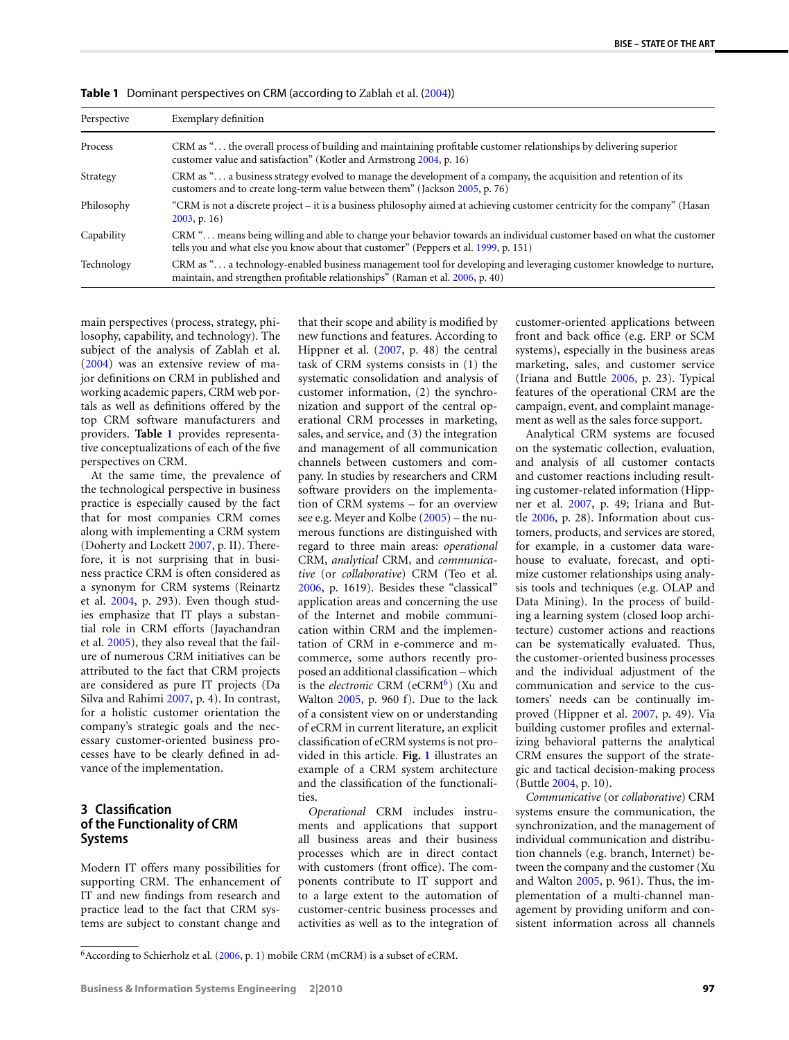**Table 1** Dominant perspectives on CRM (according to Zablah et al. (2004))

| Perspective | Exemplary definition |
|---|---|
| Process | CRM as "... the overall process of building and maintaining profitable customer relationships by delivering superior customer value and satisfaction" (Kotler and Armstrong 2004, p. 16) |
| Strategy | CRM as "... a business strategy evolved to manage the development of a company, the acquisition and retention of its customers and to create long-term value between them" (Jackson 2005, p. 76) |
| Philosophy | "CRM is not a discrete project – it is a business philosophy aimed at achieving customer centricity for the company" (Hasan 2003, p. 16) |
| Capability | CRM "... means being willing and able to change your behavior towards an individual customer based on what the customer tells you and what else you know about that customer" (Peppers et al. 1999, p. 151) |
| Technology | CRM as "... a technology-enabled business management tool for developing and leveraging customer knowledge to nurture, maintain, and strengthen profitable relationships" (Raman et al. 2006, p. 40) |

main perspectives (process, strategy, philosophy, capability, and technology). The subject of the analysis of Zablah et al. (2004) was an extensive review of major definitions on CRM in published and working academic papers, CRM web portals as well as definitions offered by the top CRM software manufacturers and providers. **Table 1** provides representative conceptualizations of each of the five perspectives on CRM.

At the same time, the prevalence of the technological perspective in business practice is especially caused by the fact that for most companies CRM comes along with implementing a CRM system (Doherty and Lockett 2007, p. II). Therefore, it is not surprising that in business practice CRM is often considered as a synonym for CRM systems (Reinartz et al. 2004, p. 293). Even though studies emphasize that IT plays a substantial role in CRM efforts (Jayachandran et al. 2005), they also reveal that the failure of numerous CRM initiatives can be attributed to the fact that CRM projects are considered as pure IT projects (Da Silva and Rahimi 2007, p. 4). In contrast, for a holistic customer orientation the company's strategic goals and the necessary customer-oriented business processes have to be clearly defined in advance of the implementation.

## 3 Classification of the Functionality of CRM Systems

Modern IT offers many possibilities for supporting CRM. The enhancement of IT and new findings from research and practice lead to the fact that CRM systems are subject to constant change and that their scope and ability is modified by new functions and features. According to Hippner et al. (2007, p. 48) the central task of CRM systems consists in (1) the systematic consolidation and analysis of customer information, (2) the synchronization and support of the central operational CRM processes in marketing, sales, and service, and (3) the integration and management of all communication channels between customers and company. In studies by researchers and CRM software providers on the implementation of CRM systems – for an overview see e.g. Meyer and Kolbe (2005) – the numerous functions are distinguished with regard to three main areas: *operational* CRM, *analytical* CRM, and *communicative* (or *collaborative*) CRM (Teo et al. 2006, p. 1619). Besides these "classical" application areas and concerning the use of the Internet and mobile communication within CRM and the implementation of CRM in e-commerce and m-commerce, some authors recently proposed an additional classification – which is the *electronic* CRM (eCRM[6]) (Xu and Walton 2005, p. 960 f). Due to the lack of a consistent view on or understanding of eCRM in current literature, an explicit classification of eCRM systems is not provided in this article. **Fig. 1** illustrates an example of a CRM system architecture and the classification of the functionalities.

*Operational* CRM includes instruments and applications that support all business areas and their business processes which are in direct contact with customers (front office). The components contribute to IT support and to a large extent to the automation of customer-centric business processes and activities as well as to the integration of customer-oriented applications between front and back office (e.g. ERP or SCM systems), especially in the business areas marketing, sales, and customer service (Iriana and Buttle 2006, p. 23). Typical features of the operational CRM are the campaign, event, and complaint management as well as the sales force support.

Analytical CRM systems are focused on the systematic collection, evaluation, and analysis of all customer contacts and customer reactions including resulting customer-related information (Hippner et al. 2007, p. 49; Iriana and Buttle 2006, p. 28). Information about customers, products, and services are stored, for example, in a customer data warehouse to evaluate, forecast, and optimize customer relationships using analysis tools and techniques (e.g. OLAP and Data Mining). In the process of building a learning system (closed loop architecture) customer actions and reactions can be systematically evaluated. Thus, the customer-oriented business processes and the individual adjustment of the communication and service to the customers' needs can be continually improved (Hippner et al. 2007, p. 49). Via building customer profiles and externalizing behavioral patterns the analytical CRM ensures the support of the strategic and tactical decision-making process (Buttle 2004, p. 10).

*Communicative* (or *collaborative*) CRM systems ensure the communication, the synchronization, and the management of individual communication and distribution channels (e.g. branch, Internet) between the company and the customer (Xu and Walton 2005, p. 961). Thus, the implementation of a multi-channel management by providing uniform and consistent information across all channels

[6] According to Schierholz et al. (2006, p. 1) mobile CRM (mCRM) is a subset of eCRM.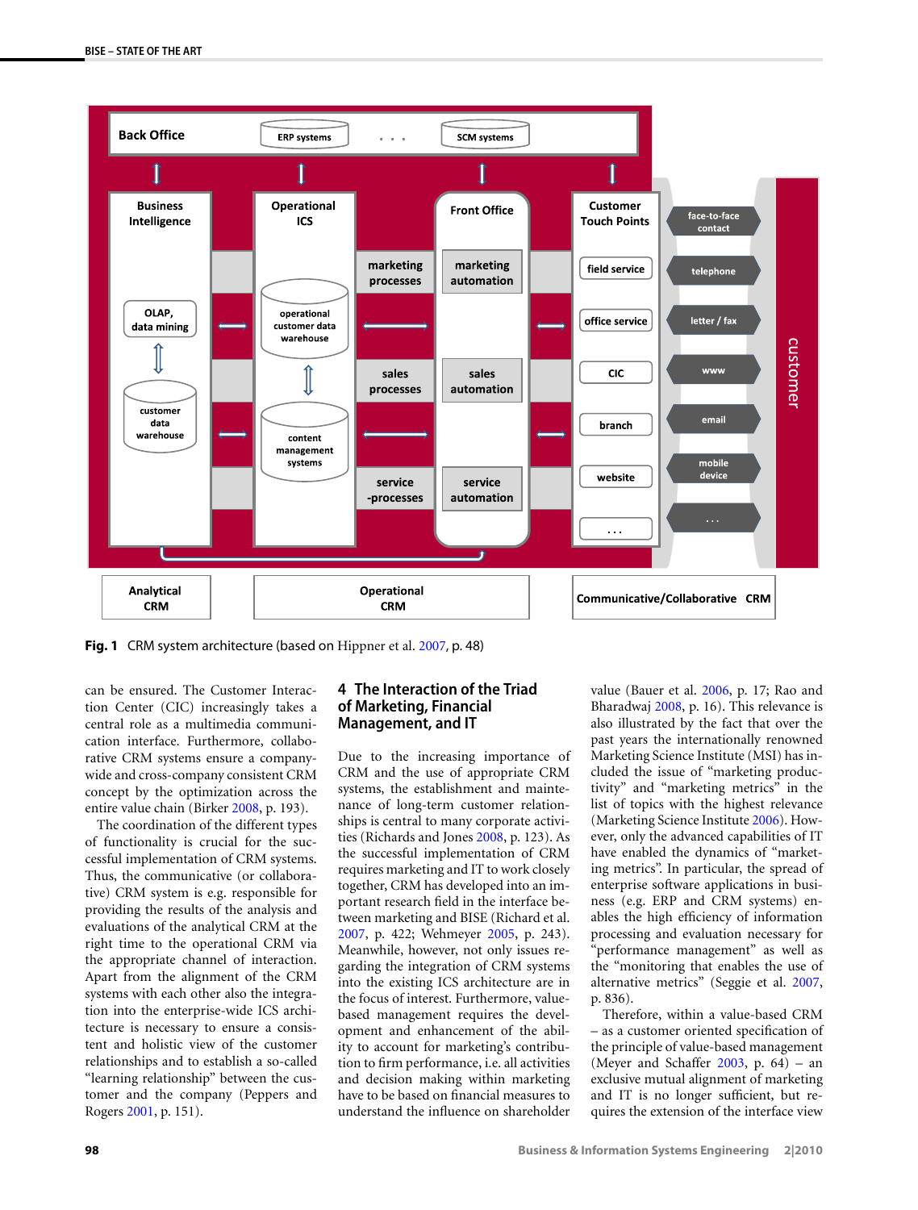**Fig. 1** CRM system architecture (based on Hippner et al. 2007, p. 48)

can be ensured. The Customer Interaction Center (CIC) increasingly takes a central role as a multimedia communication interface. Furthermore, collaborative CRM systems ensure a company-wide and cross-company consistent CRM concept by the optimization across the entire value chain (Birker 2008, p. 193).

The coordination of the different types of functionality is crucial for the successful implementation of CRM systems. Thus, the communicative (or collaborative) CRM system is e.g. responsible for providing the results of the analysis and evaluations of the analytical CRM at the right time to the operational CRM via the appropriate channel of interaction. Apart from the alignment of the CRM systems with each other also the integration into the enterprise-wide ICS architecture is necessary to ensure a consistent and holistic view of the customer relationships and to establish a so-called "learning relationship" between the customer and the company (Peppers and Rogers 2001, p. 151).

## 4 The Interaction of the Triad of Marketing, Financial Management, and IT

Due to the increasing importance of CRM and the use of appropriate CRM systems, the establishment and maintenance of long-term customer relationships is central to many corporate activities (Richards and Jones 2008, p. 123). As the successful implementation of CRM requires marketing and IT to work closely together, CRM has developed into an important research field in the interface between marketing and BISE (Richard et al. 2007, p. 422; Wehmeyer 2005, p. 243). Meanwhile, however, not only issues regarding the integration of CRM systems into the existing ICS architecture are in the focus of interest. Furthermore, value-based management requires the development and enhancement of the ability to account for marketing's contribution to firm performance, i.e. all activities and decision making within marketing have to be based on financial measures to understand the influence on shareholder value (Bauer et al. 2006, p. 17; Rao and Bharadwaj 2008, p. 16). This relevance is also illustrated by the fact that over the past years the internationally renowned Marketing Science Institute (MSI) has included the issue of "marketing productivity" and "marketing metrics" in the list of topics with the highest relevance (Marketing Science Institute 2006). However, only the advanced capabilities of IT have enabled the dynamics of "marketing metrics". In particular, the spread of enterprise software applications in business (e.g. ERP and CRM systems) enables the high efficiency of information processing and evaluation necessary for "performance management" as well as the "monitoring that enables the use of alternative metrics" (Seggie et al. 2007, p. 836).

Therefore, within a value-based CRM – as a customer oriented specification of the principle of value-based management (Meyer and Schaffer 2003, p. 64) – an exclusive mutual alignment of marketing and IT is no longer sufficient, but requires the extension of the interface view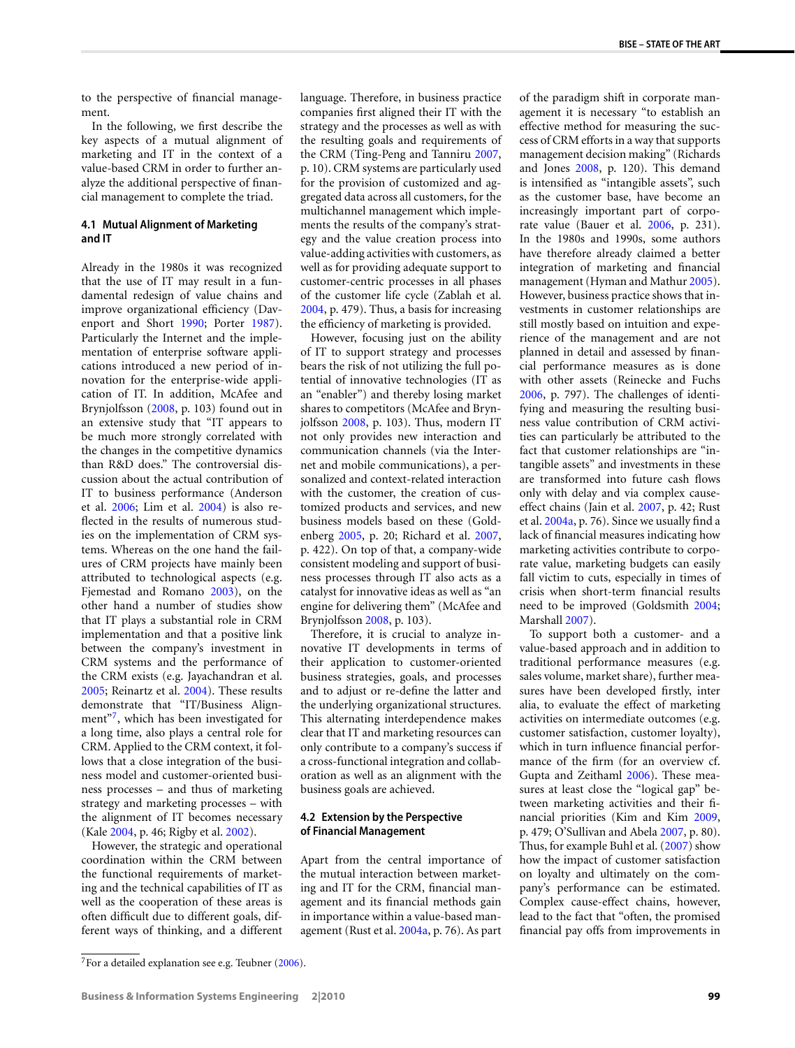to the perspective of financial management.

In the following, we first describe the key aspects of a mutual alignment of marketing and IT in the context of a value-based CRM in order to further analyze the additional perspective of financial management to complete the triad.

### 4.1 Mutual Alignment of Marketing and IT

Already in the 1980s it was recognized that the use of IT may result in a fundamental redesign of value chains and improve organizational efficiency (Davenport and Short 1990; Porter 1987). Particularly the Internet and the implementation of enterprise software applications introduced a new period of innovation for the enterprise-wide application of IT. In addition, McAfee and Brynjolfsson (2008, p. 103) found out in an extensive study that "IT appears to be much more strongly correlated with the changes in the competitive dynamics than R&D does." The controversial discussion about the actual contribution of IT to business performance (Anderson et al. 2006; Lim et al. 2004) is also reflected in the results of numerous studies on the implementation of CRM systems. Whereas on the one hand the failures of CRM projects have mainly been attributed to technological aspects (e.g. Fjemestad and Romano 2003), on the other hand a number of studies show that IT plays a substantial role in CRM implementation and that a positive link between the company's investment in CRM systems and the performance of the CRM exists (e.g. Jayachandran et al. 2005; Reinartz et al. 2004). These results demonstrate that "IT/Business Alignment"[7], which has been investigated for a long time, also plays a central role for CRM. Applied to the CRM context, it follows that a close integration of the business model and customer-oriented business processes – and thus of marketing strategy and marketing processes – with the alignment of IT becomes necessary (Kale 2004, p. 46; Rigby et al. 2002).

However, the strategic and operational coordination within the CRM between the functional requirements of marketing and the technical capabilities of IT as well as the cooperation of these areas is often difficult due to different goals, different ways of thinking, and a different language. Therefore, in business practice companies first aligned their IT with the strategy and the processes as well as with the resulting goals and requirements of the CRM (Ting-Peng and Tanniru 2007, p. 10). CRM systems are particularly used for the provision of customized and aggregated data across all customers, for the multichannel management which implements the results of the company's strategy and the value creation process into value-adding activities with customers, as well as for providing adequate support to customer-centric processes in all phases of the customer life cycle (Zablah et al. 2004, p. 479). Thus, a basis for increasing the efficiency of marketing is provided.

However, focusing just on the ability of IT to support strategy and processes bears the risk of not utilizing the full potential of innovative technologies (IT as an "enabler") and thereby losing market shares to competitors (McAfee and Brynjolfsson 2008, p. 103). Thus, modern IT not only provides new interaction and communication channels (via the Internet and mobile communications), a personalized and context-related interaction with the customer, the creation of customized products and services, and new business models based on these (Goldenberg 2005, p. 20; Richard et al. 2007, p. 422). On top of that, a company-wide consistent modeling and support of business processes through IT also acts as a catalyst for innovative ideas as well as "an engine for delivering them" (McAfee and Brynjolfsson 2008, p. 103).

Therefore, it is crucial to analyze innovative IT developments in terms of their application to customer-oriented business strategies, goals, and processes and to adjust or re-define the latter and the underlying organizational structures. This alternating interdependence makes clear that IT and marketing resources can only contribute to a company's success if a cross-functional integration and collaboration as well as an alignment with the business goals are achieved.

### 4.2 Extension by the Perspective of Financial Management

Apart from the central importance of the mutual interaction between marketing and IT for the CRM, financial management and its financial methods gain in importance within a value-based management (Rust et al. 2004a, p. 76). As part of the paradigm shift in corporate management it is necessary "to establish an effective method for measuring the success of CRM efforts in a way that supports management decision making" (Richards and Jones 2008, p. 120). This demand is intensified as "intangible assets", such as the customer base, have become an increasingly important part of corporate value (Bauer et al. 2006, p. 231). In the 1980s and 1990s, some authors have therefore already claimed a better integration of marketing and financial management (Hyman and Mathur 2005). However, business practice shows that investments in customer relationships are still mostly based on intuition and experience of the management and are not planned in detail and assessed by financial performance measures as is done with other assets (Reinecke and Fuchs 2006, p. 797). The challenges of identifying and measuring the resulting business value contribution of CRM activities can particularly be attributed to the fact that customer relationships are "intangible assets" and investments in these are transformed into future cash flows only with delay and via complex cause-effect chains (Jain et al. 2007, p. 42; Rust et al. 2004a, p. 76). Since we usually find a lack of financial measures indicating how marketing activities contribute to corporate value, marketing budgets can easily fall victim to cuts, especially in times of crisis when short-term financial results need to be improved (Goldsmith 2004; Marshall 2007).

To support both a customer- and a value-based approach and in addition to traditional performance measures (e.g. sales volume, market share), further measures have been developed firstly, inter alia, to evaluate the effect of marketing activities on intermediate outcomes (e.g. customer satisfaction, customer loyalty), which in turn influence financial performance of the firm (for an overview cf. Gupta and Zeithaml 2006). These measures at least close the "logical gap" between marketing activities and their financial priorities (Kim and Kim 2009, p. 479; O'Sullivan and Abela 2007, p. 80). Thus, for example Buhl et al. (2007) show how the impact of customer satisfaction on loyalty and ultimately on the company's performance can be estimated. Complex cause-effect chains, however, lead to the fact that "often, the promised financial pay offs from improvements in

[7] For a detailed explanation see e.g. Teubner (2006).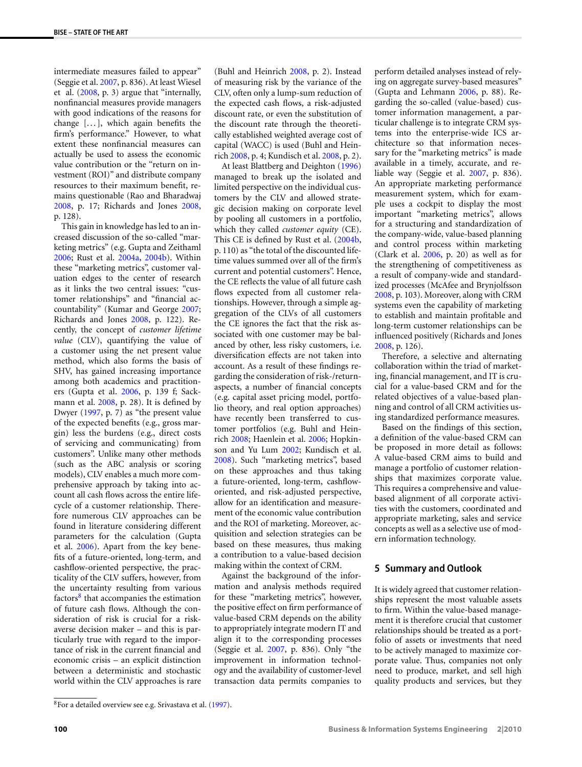intermediate measures failed to appear" (Seggie et al. 2007, p. 836). At least Wiesel et al. (2008, p. 3) argue that "internally, nonfinancial measures provide managers with good indications of the reasons for change […], which again benefits the firm's performance." However, to what extent these nonfinancial measures can actually be used to assess the economic value contribution or the "return on investment (ROI)" and distribute company resources to their maximum benefit, remains questionable (Rao and Bharadwaj 2008, p. 17; Richards and Jones 2008, p. 128).

This gain in knowledge has led to an increased discussion of the so-called "marketing metrics" (e.g. Gupta and Zeithaml 2006; Rust et al. 2004a, 2004b). Within these "marketing metrics", customer valuation edges to the center of research as it links the two central issues: "customer relationships" and "financial accountability" (Kumar and George 2007; Richards and Jones 2008, p. 122). Recently, the concept of *customer lifetime value* (CLV), quantifying the value of a customer using the net present value method, which also forms the basis of SHV, has gained increasing importance among both academics and practitioners (Gupta et al. 2006, p. 139 f; Sackmann et al. 2008, p. 28). It is defined by Dwyer (1997, p. 7) as "the present value of the expected benefits (e.g., gross margin) less the burdens (e.g., direct costs of servicing and communicating) from customers". Unlike many other methods (such as the ABC analysis or scoring models), CLV enables a much more comprehensive approach by taking into account all cash flows across the entire lifecycle of a customer relationship. Therefore numerous CLV approaches can be found in literature considering different parameters for the calculation (Gupta et al. 2006). Apart from the key benefits of a future-oriented, long-term, and cashflow-oriented perspective, the practicality of the CLV suffers, however, from the uncertainty resulting from various factors[8] that accompanies the estimation of future cash flows. Although the consideration of risk is crucial for a risk-averse decision maker – and this is particularly true with regard to the importance of risk in the current financial and economic crisis – an explicit distinction between a deterministic and stochastic world within the CLV approaches is rare (Buhl and Heinrich 2008, p. 2). Instead of measuring risk by the variance of the CLV, often only a lump-sum reduction of the expected cash flows, a risk-adjusted discount rate, or even the substitution of the discount rate through the theoretically established weighted average cost of capital (WACC) is used (Buhl and Heinrich 2008, p. 4; Kundisch et al. 2008, p. 2).

At least Blattberg and Deighton (1996) managed to break up the isolated and limited perspective on the individual customers by the CLV and allowed strategic decision making on corporate level by pooling all customers in a portfolio, which they called *customer equity* (CE). This CE is defined by Rust et al. (2004b, p. 110) as "the total of the discounted lifetime values summed over all of the firm's current and potential customers". Hence, the CE reflects the value of all future cash flows expected from all customer relationships. However, through a simple aggregation of the CLVs of all customers the CE ignores the fact that the risk associated with one customer may be balanced by other, less risky customers, i.e. diversification effects are not taken into account. As a result of these findings regarding the consideration of risk-/return-aspects, a number of financial concepts (e.g. capital asset pricing model, portfolio theory, and real option approaches) have recently been transferred to customer portfolios (e.g. Buhl and Heinrich 2008; Haenlein et al. 2006; Hopkinson and Yu Lum 2002; Kundisch et al. 2008). Such "marketing metrics", based on these approaches and thus taking a future-oriented, long-term, cashflow-oriented, and risk-adjusted perspective, allow for an identification and measurement of the economic value contribution and the ROI of marketing. Moreover, acquisition and selection strategies can be based on these measures, thus making a contribution to a value-based decision making within the context of CRM.

Against the background of the information and analysis methods required for these "marketing metrics", however, the positive effect on firm performance of value-based CRM depends on the ability to appropriately integrate modern IT and align it to the corresponding processes (Seggie et al. 2007, p. 836). Only "the improvement in information technology and the availability of customer-level transaction data permits companies to perform detailed analyses instead of relying on aggregate survey-based measures" (Gupta and Lehmann 2006, p. 88). Regarding the so-called (value-based) customer information management, a particular challenge is to integrate CRM systems into the enterprise-wide ICS architecture so that information necessary for the "marketing metrics" is made available in a timely, accurate, and reliable way (Seggie et al. 2007, p. 836). An appropriate marketing performance measurement system, which for example uses a cockpit to display the most important "marketing metrics", allows for a structuring and standardization of the company-wide, value-based planning and control process within marketing (Clark et al. 2006, p. 20) as well as for the strengthening of competitiveness as a result of company-wide and standardized processes (McAfee and Brynjolfsson 2008, p. 103). Moreover, along with CRM systems even the capability of marketing to establish and maintain profitable and long-term customer relationships can be influenced positively (Richards and Jones 2008, p. 126).

Therefore, a selective and alternating collaboration within the triad of marketing, financial management, and IT is crucial for a value-based CRM and for the related objectives of a value-based planning and control of all CRM activities using standardized performance measures.

Based on the findings of this section, a definition of the value-based CRM can be proposed in more detail as follows: A value-based CRM aims to build and manage a portfolio of customer relationships that maximizes corporate value. This requires a comprehensive and value-based alignment of all corporate activities with the customers, coordinated and appropriate marketing, sales and service concepts as well as a selective use of modern information technology.

## 5 Summary and Outlook

It is widely agreed that customer relationships represent the most valuable assets to firm. Within the value-based management it is therefore crucial that customer relationships should be treated as a portfolio of assets or investments that need to be actively managed to maximize corporate value. Thus, companies not only need to produce, market, and sell high quality products and services, but they

[8] For a detailed overview see e.g. Srivastava et al. (1997).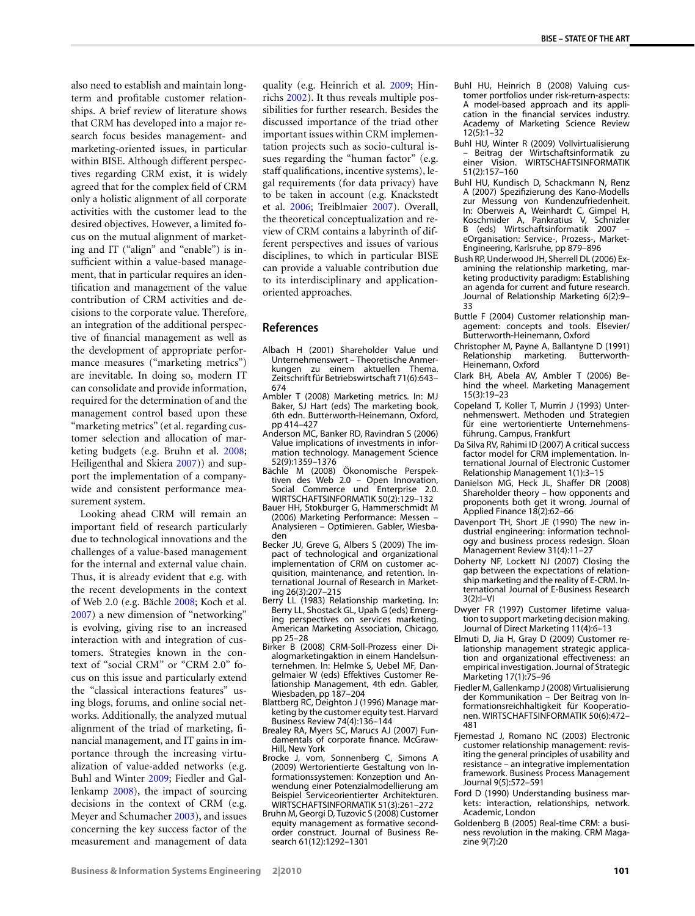also need to establish and maintain long-term and profitable customer relationships. A brief review of literature shows that CRM has developed into a major research focus besides management- and marketing-oriented issues, in particular within BISE. Although different perspectives regarding CRM exist, it is widely agreed that for the complex field of CRM only a holistic alignment of all corporate activities with the customer lead to the desired objectives. However, a limited focus on the mutual alignment of marketing and IT ("align" and "enable") is insufficient within a value-based management, that in particular requires an identification and management of the value contribution of CRM activities and decisions to the corporate value. Therefore, an integration of the additional perspective of financial management as well as the development of appropriate performance measures ("marketing metrics") are inevitable. In doing so, modern IT can consolidate and provide information, required for the determination of and the management control based upon these "marketing metrics" (et al. regarding customer selection and allocation of marketing budgets (e.g. Bruhn et al. 2008; Heiligenthal and Skiera 2007)) and support the implementation of a company-wide and consistent performance measurement system.

Looking ahead CRM will remain an important field of research particularly due to technological innovations and the challenges of a value-based management for the internal and external value chain. Thus, it is already evident that e.g. with the recent developments in the context of Web 2.0 (e.g. Bächle 2008; Koch et al. 2007) a new dimension of "networking" is evolving, giving rise to an increased interaction with and integration of customers. Strategies known in the context of "social CRM" or "CRM 2.0" focus on this issue and particularly extend the "classical interactions features" using blogs, forums, and online social networks. Additionally, the analyzed mutual alignment of the triad of marketing, financial management, and IT gains in importance through the increasing virtualization of value-added networks (e.g. Buhl and Winter 2009; Fiedler and Gallenkamp 2008), the impact of sourcing decisions in the context of CRM (e.g. Meyer and Schumacher 2003), and issues concerning the key success factor of the measurement and management of data quality (e.g. Heinrich et al. 2009; Hinrichs 2002). It thus reveals multiple possibilities for further research. Besides the discussed importance of the triad other important issues within CRM implementation projects such as socio-cultural issues regarding the "human factor" (e.g. staff qualifications, incentive systems), legal requirements (for data privacy) have to be taken in account (e.g. Knackstedt et al. 2006; Treiblmaier 2007). Overall, the theoretical conceptualization and review of CRM contains a labyrinth of different perspectives and issues of various disciplines, to which in particular BISE can provide a valuable contribution due to its interdisciplinary and application-oriented approaches.

## References

Albach H (2001) Shareholder Value und Unternehmenswert – Theoretische Anmerkungen zu einem aktuellen Thema. Zeitschrift für Betriebswirtschaft 71(6):643–674

Ambler T (2008) Marketing metrics. In: MJ Baker, SJ Hart (eds) The marketing book, 6th edn. Butterworth-Heinemann, Oxford, pp 414–427

Anderson MC, Banker RD, Ravindran S (2006) Value implications of investments in information technology. Management Science 52(9):1359–1376

Bächle M (2008) Ökonomische Perspektiven des Web 2.0 – Open Innovation, Social Commerce und Enterprise 2.0. WIRTSCHAFTSINFORMATIK 50(2):129–132

Bauer HH, Stokburger G, Hammerschmidt M (2006) Marketing Performance: Messen – Analysieren – Optimieren. Gabler, Wiesbaden

Becker JU, Greve G, Albers S (2009) The impact of technological and organizational implementation of CRM on customer acquisition, maintenance, and retention. International Journal of Research in Marketing 26(3):207–215

Berry LL (1983) Relationship marketing. In: Berry LL, Shostack GL, Upah G (eds) Emerging perspectives on services marketing. American Marketing Association, Chicago, pp 25–28

Birker B (2008) CRM-Soll-Prozess einer Dialogmarketingaktion in einem Handelsunternehmen. In: Helmke S, Uebel MF, Dangelmaier W (eds) Effektives Customer Relationship Management, 4th edn. Gabler, Wiesbaden, pp 187–204

Blattberg RC, Deighton J (1996) Manage marketing by the customer equity test. Harvard Business Review 74(4):136–144

Brealey RA, Myers SC, Marucs AJ (2007) Fundamentals of corporate finance. McGraw-Hill, New York

Brocke J, vom, Sonnenberg C, Simons A (2009) Wertorientierte Gestaltung von Informationssystemen: Konzeption und Anwendung einer Potenzialmodellierung am Beispiel Serviceorientierter Architekturen. WIRTSCHAFTSINFORMATIK 51(3):261–272

Bruhn M, Georgi D, Tuzovic S (2008) Customer equity management as formative second-order construct. Journal of Business Research 61(12):1292–1301

Buhl HU, Heinrich B (2008) Valuing customer portfolios under risk-return-aspects: A model-based approach and its application in the financial services industry. Academy of Marketing Science Review 12(5):1–32

Buhl HU, Winter R (2009) Vollvirtualisierung – Beitrag der Wirtschaftsinformatik zu einer Vision. WIRTSCHAFTSINFORMATIK 51(2):157–160

Buhl HU, Kundisch D, Schackmann N, Renz A (2007) Spezifizierung des Kano-Modells zur Messung von Kundenzufriedenheit. In: Oberweis A, Weinhardt C, Gimpel H, Koschmider A, Pankratius V, Schnizler B (eds) Wirtschaftsinformatik 2007 – eOrganisation: Service-, Prozess-, Market-Engineering, Karlsruhe, pp 879–896

Bush RP, Underwood JH, Sherrell DL (2006) Examining the relationship marketing, marketing productivity paradigm: Establishing an agenda for current and future research. Journal of Relationship Marketing 6(2):9–33

Buttle F (2004) Customer relationship management: concepts and tools. Elsevier/Butterworth-Heinemann, Oxford

Christopher M, Payne A, Ballantyne D (1991) Relationship marketing. Butterworth-Heinemann, Oxford

Clark BH, Abela AV, Ambler T (2006) Behind the wheel. Marketing Management 15(3):19–23

Copeland T, Koller T, Murrin J (1993) Unternehmenswert. Methoden und Strategien für eine wertorientierte Unternehmensführung. Campus, Frankfurt

Da Silva RV, Rahimi ID (2007) A critical success factor model for CRM implementation. International Journal of Electronic Customer Relationship Management 1(1):3–15

Danielson MG, Heck JL, Shaffer DR (2008) Shareholder theory – how opponents and proponents both get it wrong. Journal of Applied Finance 18(2):62–66

Davenport TH, Short JE (1990) The new industrial engineering: information technology and business process redesign. Sloan Management Review 31(4):11–27

Doherty NF, Lockett NJ (2007) Closing the gap between the expectations of relationship marketing and the reality of E-CRM. International Journal of E-Business Research 3(2):I–VI

Dwyer FR (1997) Customer lifetime valuation to support marketing decision making. Journal of Direct Marketing 11(4):6–13

Elmuti D, Jia H, Gray D (2009) Customer relationship management strategic application and organizational effectiveness: an empirical investigation. Journal of Strategic Marketing 17(1):75–96

Fiedler M, Gallenkamp J (2008) Virtualisierung der Kommunikation – Der Beitrag von Informationsreichhaltigkeit für Kooperationen. WIRTSCHAFTSINFORMATIK 50(6):472–481

Fjemestad J, Romano NC (2003) Electronic customer relationship management: revisiting the general principles of usability and resistance – an integrative implementation framework. Business Process Management Journal 9(5):572–591

Ford D (1990) Understanding business markets: interaction, relationships, network. Academic, London

Goldenberg B (2005) Real-time CRM: a business revolution in the making. CRM Magazine 9(7):20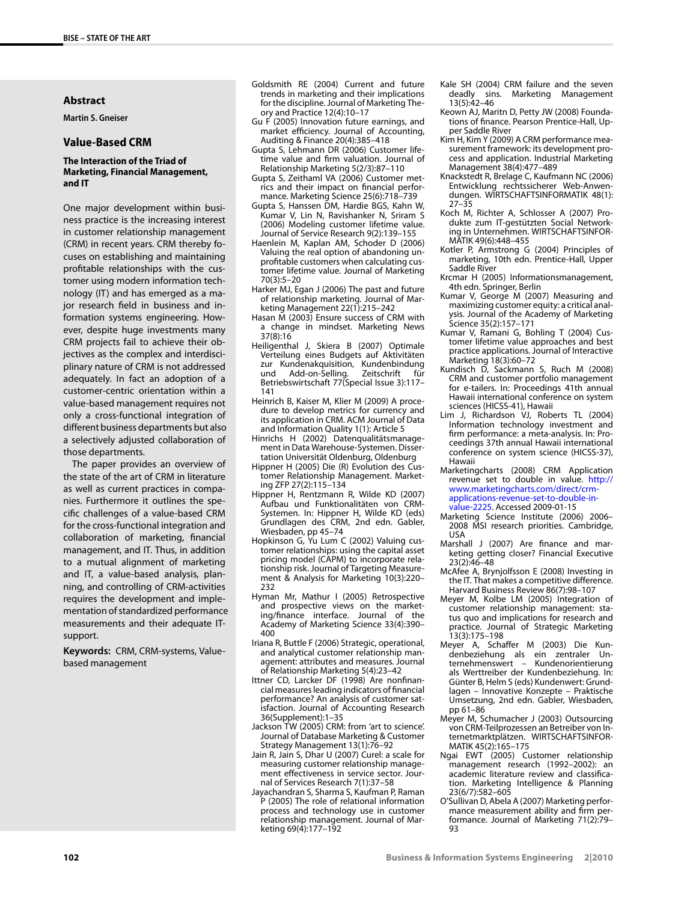## Abstract

**Martin S. Gneiser**

## Value-Based CRM

### The Interaction of the Triad of Marketing, Financial Management, and IT

One major development within business practice is the increasing interest in customer relationship management (CRM) in recent years. CRM thereby focuses on establishing and maintaining profitable relationships with the customer using modern information technology (IT) and has emerged as a major research field in business and information systems engineering. However, despite huge investments many CRM projects fail to achieve their objectives as the complex and interdisciplinary nature of CRM is not addressed adequately. In fact an adoption of a customer-centric orientation within a value-based management requires not only a cross-functional integration of different business departments but also a selectively adjusted collaboration of those departments.

The paper provides an overview of the state of the art of CRM in literature as well as current practices in companies. Furthermore it outlines the specific challenges of a value-based CRM for the cross-functional integration and collaboration of marketing, financial management, and IT. Thus, in addition to a mutual alignment of marketing and IT, a value-based analysis, planning, and controlling of CRM-activities requires the development and implementation of standardized performance measurements and their adequate IT-support.

**Keywords:** CRM, CRM-systems, Value-based management

Goldsmith RE (2004) Current and future trends in marketing and their implications for the discipline. Journal of Marketing Theory and Practice 12(4):10–17

Gu F (2005) Innovation future earnings, and market efficiency. Journal of Accounting, Auditing & Finance 20(4):385–418

Gupta S, Lehmann DR (2006) Customer lifetime value and firm valuation. Journal of Relationship Marketing 5(2/3):87–110

Gupta S, Zeithaml VA (2006) Customer metrics and their impact on financial performance. Marketing Science 25(6):718–739

Gupta S, Hanssen DM, Hardie BGS, Kahn W, Kumar V, Lin N, Ravishanker N, Sriram S (2006) Modeling customer lifetime value. Journal of Service Research 9(2):139–155

Haenlein M, Kaplan AM, Schoder D (2006) Valuing the real option of abandoning unprofitable customers when calculating customer lifetime value. Journal of Marketing 70(3):5–20

Harker MJ, Egan J (2006) The past and future of relationship marketing. Journal of Marketing Management 22(1):215–242

Hasan M (2003) Ensure success of CRM with a change in mindset. Marketing News 37(8):16

Heiligenthal J, Skiera B (2007) Optimale Verteilung eines Budgets auf Aktivitäten zur Kundenakquisition, Kundenbindung und Add-on-Selling. Zeitschrift für Betriebswirtschaft 77(Special Issue 3):117–141

Heinrich B, Kaiser M, Klier M (2009) A procedure to develop metrics for currency and its application in CRM. ACM Journal of Data and Information Quality 1(1): Article 5

Hinrichs H (2002) Datenqualitätsmanagement in Data Warehouse-Systemen. Dissertation Universität Oldenburg, Oldenburg

Hippner H (2005) Die (R) Evolution des Customer Relationship Management. Marketing ZFP 27(2):115–134

Hippner H, Rentzmann R, Wilde KD (2007) Aufbau und Funktionalitäten von CRM-Systemen. In: Hippner H, Wilde KD (eds) Grundlagen des CRM, 2nd edn. Gabler, Wiesbaden, pp 45–74

Hopkinson G, Yu Lum C (2002) Valuing customer relationships: using the capital asset pricing model (CAPM) to incorporate relationship risk. Journal of Targeting Measurement & Analysis for Marketing 10(3):220–232

Hyman Mr, Mathur I (2005) Retrospective and prospective views on the marketing/finance interface. Journal of the Academy of Marketing Science 33(4):390–400

Iriana R, Buttle F (2006) Strategic, operational, and analytical customer relationship management: attributes and measures. Journal of Relationship Marketing 5(4):23–42

Ittner CD, Larcker DF (1998) Are nonfinancial measures leading indicators of financial performance? An analysis of customer satisfaction. Journal of Accounting Research 36(Supplement):1–35

Jackson TW (2005) CRM: from 'art to science'. Journal of Database Marketing & Customer Strategy Management 13(1):76–92

Jain R, Jain S, Dhar U (2007) Curel: a scale for measuring customer relationship management effectiveness in service sector. Journal of Services Research 7(1):37–58

Jayachandran S, Sharma S, Kaufman P, Raman P (2005) The role of relational information process and technology use in customer relationship management. Journal of Marketing 69(4):177–192

Kale SH (2004) CRM failure and the seven deadly sins. Marketing Management 13(5):42–46

Keown AJ, Maritn D, Petty JW (2008) Foundations of finance. Pearson Prentice-Hall, Upper Saddle River

Kim H, Kim Y (2009) A CRM performance measurement framework: its development process and application. Industrial Marketing Management 38(4):477–489

Knackstedt R, Brelage C, Kaufmann NC (2006) Entwicklung rechtssicherer Web-Anwendungen. WIRTSCHAFTSINFORMATIK 48(1):27–35

Koch M, Richter A, Schlosser A (2007) Produkte zum IT-gestützten Social Networking in Unternehmen. WIRTSCHAFTSINFORMATIK 49(6):448–455

Kotler P, Armstrong G (2004) Principles of marketing, 10th edn. Prentice-Hall, Upper Saddle River

Krcmar H (2005) Informationsmanagement, 4th edn. Springer, Berlin

Kumar V, George M (2007) Measuring and maximizing customer equity: a critical analysis. Journal of the Academy of Marketing Science 35(2):157–171

Kumar V, Ramani G, Bohling T (2004) Customer lifetime value approaches and best practice applications. Journal of Interactive Marketing 18(3):60–72

Kundisch D, Sackmann S, Ruch M (2008) CRM and customer portfolio management for e-tailers. In: Proceedings 41th annual Hawaii international conference on system sciences (HICSS-41), Hawaii

Lim J, Richardson VJ, Roberts TL (2004) Information technology investment and firm performance: a meta-analysis. In: Proceedings 37th annual Hawaii international conference on system science (HICSS-37), Hawaii

Marketingcharts (2008) CRM Application revenue set to double in value. http://www.marketingcharts.com/direct/crm-applications-revenue-set-to-double-in-value-2225. Accessed 2009-01-15

Marketing Science Institute (2006) 2006–2008 MSI research priorities. Cambridge, USA

Marshall J (2007) Are finance and marketing getting closer? Financial Executive 23(2):46–48

McAfee A, Brynjolfsson E (2008) Investing in the IT. That makes a competitive difference. Harvard Business Review 86(7):98–107

Meyer M, Kolbe LM (2005) Integration of customer relationship management: status quo and implications for research and practice. Journal of Strategic Marketing 13(3):175–198

Meyer A, Schaffer M (2003) Die Kundenbeziehung als ein zentraler Unternehmenswert – Kundenorientierung als Werttreiber der Kundenbeziehung. In: Günter B, Helm S (eds) Kundenwert: Grundlagen – Innovative Konzepte – Praktische Umsetzung, 2nd edn. Gabler, Wiesbaden, pp 61–86

Meyer M, Schumacher J (2003) Outsourcing von CRM-Teilprozessen an Betreiber von Internetmarktplätzen. WIRTSCHAFTSINFORMATIK 45(2):165–175

Ngai EWT (2005) Customer relationship management research (1992–2002): an academic literature review and classification. Marketing Intelligence & Planning 23(6/7):582–605

O'Sullivan D, Abela A (2007) Marketing performance measurement ability and firm performance. Journal of Marketing 71(2):79–93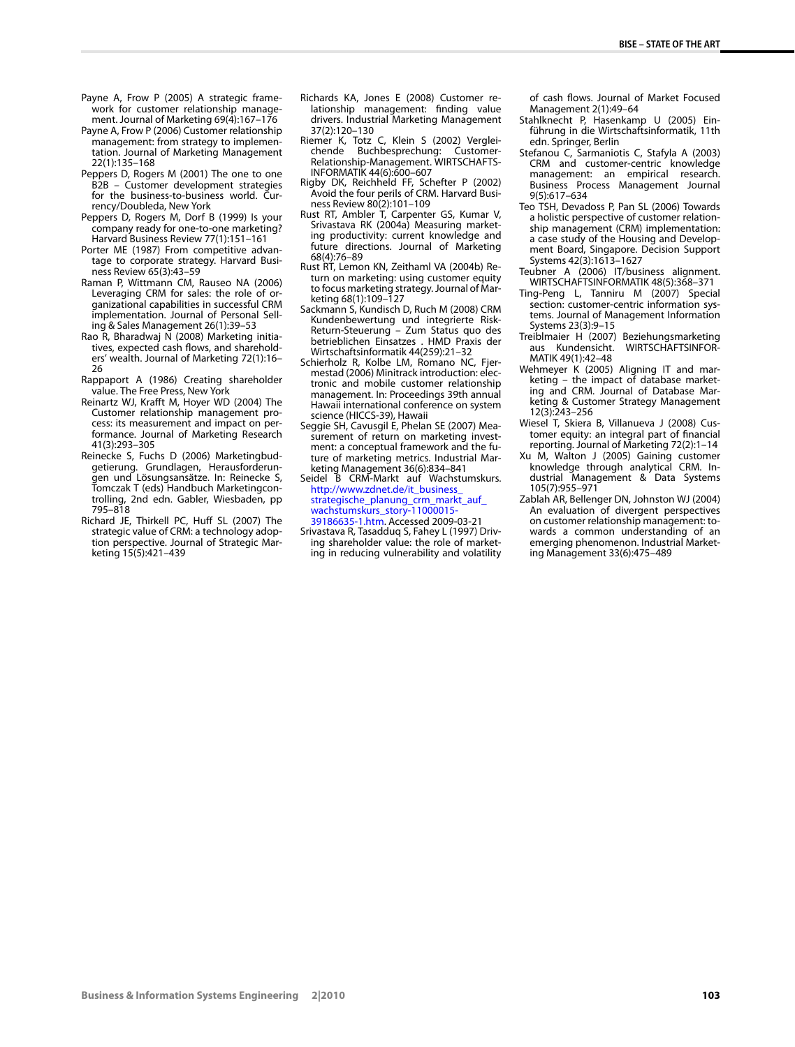Payne A, Frow P (2005) A strategic framework for customer relationship management. Journal of Marketing 69(4):167–176

Payne A, Frow P (2006) Customer relationship management: from strategy to implementation. Journal of Marketing Management 22(1):135–168

Peppers D, Rogers M (2001) The one to one B2B – Customer development strategies for the business-to-business world. Currency/Doubleda, New York

Peppers D, Rogers M, Dorf B (1999) Is your company ready for one-to-one marketing? Harvard Business Review 77(1):151–161

Porter ME (1987) From competitive advantage to corporate strategy. Harvard Business Review 65(3):43–59

Raman P, Wittmann CM, Rauseo NA (2006) Leveraging CRM for sales: the role of organizational capabilities in successful CRM implementation. Journal of Personal Selling & Sales Management 26(1):39–53

Rao R, Bharadwaj N (2008) Marketing initiatives, expected cash flows, and shareholders' wealth. Journal of Marketing 72(1):16–26

Rappaport A (1986) Creating shareholder value. The Free Press, New York

Reinartz WJ, Krafft M, Hoyer WD (2004) The Customer relationship management process: its measurement and impact on performance. Journal of Marketing Research 41(3):293–305

Reinecke S, Fuchs D (2006) Marketingbudgetierung. Grundlagen, Herausforderungen und Lösungsansätze. In: Reinecke S, Tomczak T (eds) Handbuch Marketingcontrolling, 2nd edn. Gabler, Wiesbaden, pp 795–818

Richard JE, Thirkell PC, Huff SL (2007) The strategic value of CRM: a technology adoption perspective. Journal of Strategic Marketing 15(5):421–439

Richards KA, Jones E (2008) Customer relationship management: finding value drivers. Industrial Marketing Management 37(2):120–130

Riemer K, Totz C, Klein S (2002) Vergleichende Buchbesprechung: Customer-Relationship-Management. WIRTSCHAFTSINFORMATIK 44(6):600–607

Rigby DK, Reichheld FF, Schefter P (2002) Avoid the four perils of CRM. Harvard Business Review 80(2):101–109

Rust RT, Ambler T, Carpenter GS, Kumar V, Srivastava RK (2004a) Measuring marketing productivity: current knowledge and future directions. Journal of Marketing 68(4):76–89

Rust RT, Lemon KN, Zeithaml VA (2004b) Return on marketing: using customer equity to focus marketing strategy. Journal of Marketing 68(1):109–127

Sackmann S, Kundisch D, Ruch M (2008) CRM Kundenbewertung und integrierte Risk-Return-Steuerung – Zum Status quo des betrieblichen Einsatzes . HMD Praxis der Wirtschaftsinformatik 44(259):21–32

Schierholz R, Kolbe LM, Romano NC, Fjermestad (2006) Minitrack introduction: electronic and mobile customer relationship management. In: Proceedings 39th annual Hawaii international conference on system science (HICCS-39), Hawaii

Seggie SH, Cavusgil E, Phelan SE (2007) Measurement of return on marketing investment: a conceptual framework and the future of marketing metrics. Industrial Marketing Management 36(6):834–841

Seidel B CRM-Markt auf Wachstumskurs. http://www.zdnet.de/it_business_strategische_planung_crm_markt_auf_wachstumskurs_story-11000015-39186635-1.htm. Accessed 2009-03-21

Srivastava R, Tasadduq S, Fahey L (1997) Driving shareholder value: the role of marketing in reducing vulnerability and volatility of cash flows. Journal of Market Focused Management 2(1):49–64

Stahlknecht P, Hasenkamp U (2005) Einführung in die Wirtschaftsinformatik, 11th edn. Springer, Berlin

Stefanou C, Sarmaniotis C, Stafyla A (2003) CRM and customer-centric knowledge management: an empirical research. Business Process Management Journal 9(5):617–634

Teo TSH, Devadoss P, Pan SL (2006) Towards a holistic perspective of customer relationship management (CRM) implementation: a case study of the Housing and Development Board, Singapore. Decision Support Systems 42(3):1613–1627

Teubner A (2006) IT/business alignment. WIRTSCHAFTSINFORMATIK 48(5):368–371

Ting-Peng L, Tanniru M (2007) Special section: customer-centric information systems. Journal of Management Information Systems 23(3):9–15

Treiblmaier H (2007) Beziehungsmarketing aus Kundensicht. WIRTSCHAFTSINFORMATIK 49(1):42–48

Wehmeyer K (2005) Aligning IT and marketing – the impact of database marketing and CRM. Journal of Database Marketing & Customer Strategy Management 12(3):243–256

Wiesel T, Skiera B, Villanueva J (2008) Customer equity: an integral part of financial reporting. Journal of Marketing 72(2):1–14

Xu M, Walton J (2005) Gaining customer knowledge through analytical CRM. Industrial Management & Data Systems 105(7):955–971

Zablah AR, Bellenger DN, Johnston WJ (2004) An evaluation of divergent perspectives on customer relationship management: towards a common understanding of an emerging phenomenon. Industrial Marketing Management 33(6):475–489